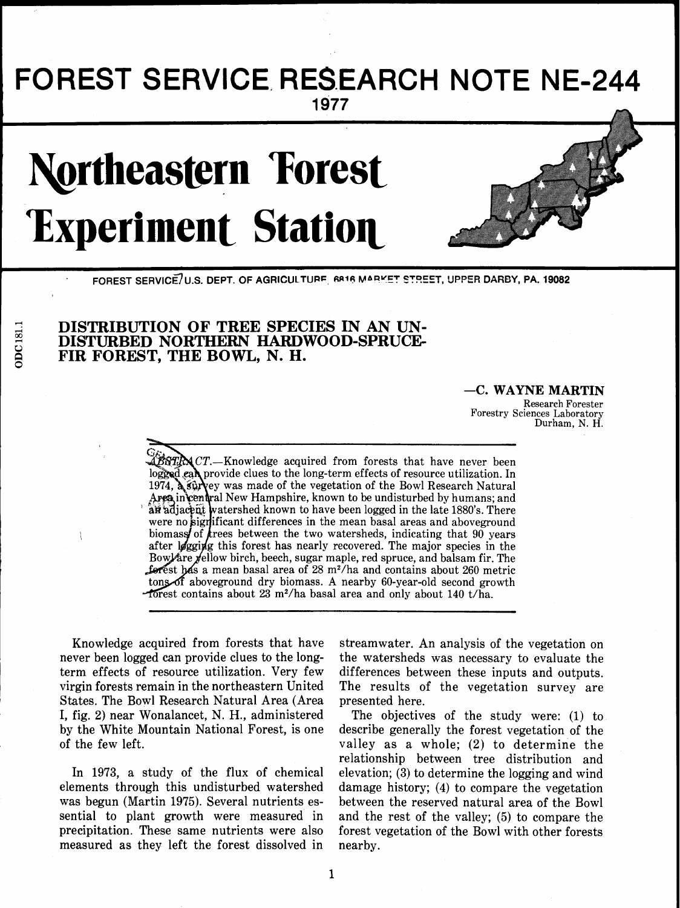# FOREST SERVICE RESEARCH NOTE NE-244

1977

# Northeastern Forest Experiment Station

FOREST SERVICE, U.S. DEPT. OF AGRICULTURE, 6816 MARKET STREET, UPPER DARBY, PA. 19082

ODC 181.1

## DISTRIBUTION OF TREE SPECIES IN AN UNDISTURBED NORTHERN HARDWOOD-SPRUCE-FIR FOREST, THE BOWL, N. H.

—C. WAYNE MARTIN
Research Forester
Forestry Sciences Laboratory
Durham, N. H.

*ABSTRACT.*—Knowledge acquired from forests that have never been logged can provide clues to the long-term effects of resource utilization. In 1974, a survey was made of the vegetation of the Bowl Research Natural Area in central New Hampshire, known to be undisturbed by humans; and an adjacent watershed known to have been logged in the late 1880's. There were no significant differences in the mean basal areas and aboveground biomass of trees between the two watersheds, indicating that 90 years after logging this forest has nearly recovered. The major species in the Bowl are yellow birch, beech, sugar maple, red spruce, and balsam fir. The forest has a mean basal area of 28 $m^2$/ha and contains about 260 metric tons of aboveground dry biomass. A nearby 60-year-old second growth forest contains about 23 $m^2$/ha basal area and only about 140 t/ha.

Knowledge acquired from forests that have never been logged can provide clues to the long-term effects of resource utilization. Very few virgin forests remain in the northeastern United States. The Bowl Research Natural Area (Area I, fig. 2) near Wonalancet, N. H., administered by the White Mountain National Forest, is one of the few left.

In 1973, a study of the flux of chemical elements through this undisturbed watershed was begun (Martin 1975). Several nutrients essential to plant growth were measured in precipitation. These same nutrients were also measured as they left the forest dissolved in streamwater. An analysis of the vegetation on the watersheds was necessary to evaluate the differences between these inputs and outputs. The results of the vegetation survey are presented here.

The objectives of the study were: (1) to describe generally the forest vegetation of the valley as a whole; (2) to determine the relationship between tree distribution and elevation; (3) to determine the logging and wind damage history; (4) to compare the vegetation between the reserved natural area of the Bowl and the rest of the valley; (5) to compare the forest vegetation of the Bowl with other forests nearby.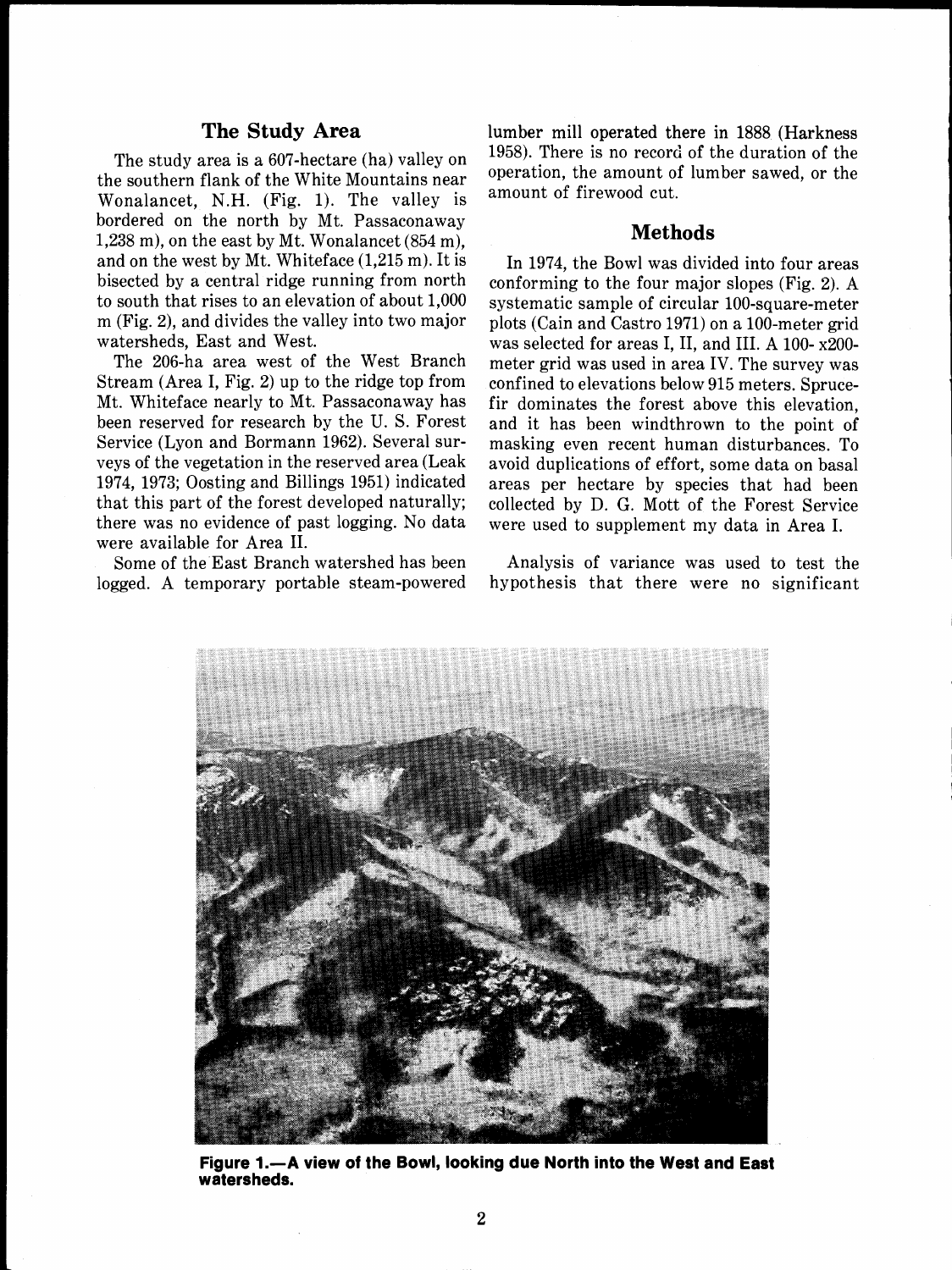## The Study Area

The study area is a 607-hectare (ha) valley on the southern flank of the White Mountains near Wonalancet, N.H. (Fig. 1). The valley is bordered on the north by Mt. Passaconaway 1,238 m), on the east by Mt. Wonalancet (854 m), and on the west by Mt. Whiteface (1,215 m). It is bisected by a central ridge running from north to south that rises to an elevation of about 1,000 m (Fig. 2), and divides the valley into two major watersheds, East and West.

The 206-ha area west of the West Branch Stream (Area I, Fig. 2) up to the ridge top from Mt. Whiteface nearly to Mt. Passaconaway has been reserved for research by the U. S. Forest Service (Lyon and Bormann 1962). Several surveys of the vegetation in the reserved area (Leak 1974, 1973; Oosting and Billings 1951) indicated that this part of the forest developed naturally; there was no evidence of past logging. No data were available for Area II.

Some of the East Branch watershed has been logged. A temporary portable steam-powered lumber mill operated there in 1888 (Harkness 1958). There is no record of the duration of the operation, the amount of lumber sawed, or the amount of firewood cut.

## Methods

In 1974, the Bowl was divided into four areas conforming to the four major slopes (Fig. 2). A systematic sample of circular 100-square-meter plots (Cain and Castro 1971) on a 100-meter grid was selected for areas I, II, and III. A 100- x200-meter grid was used in area IV. The survey was confined to elevations below 915 meters. Spruce-fir dominates the forest above this elevation, and it has been windthrown to the point of masking even recent human disturbances. To avoid duplications of effort, some data on basal areas per hectare by species that had been collected by D. G. Mott of the Forest Service were used to supplement my data in Area I.

Analysis of variance was used to test the hypothesis that there were no significant

**Figure 1.—A view of the Bowl, looking due North into the West and East watersheds.**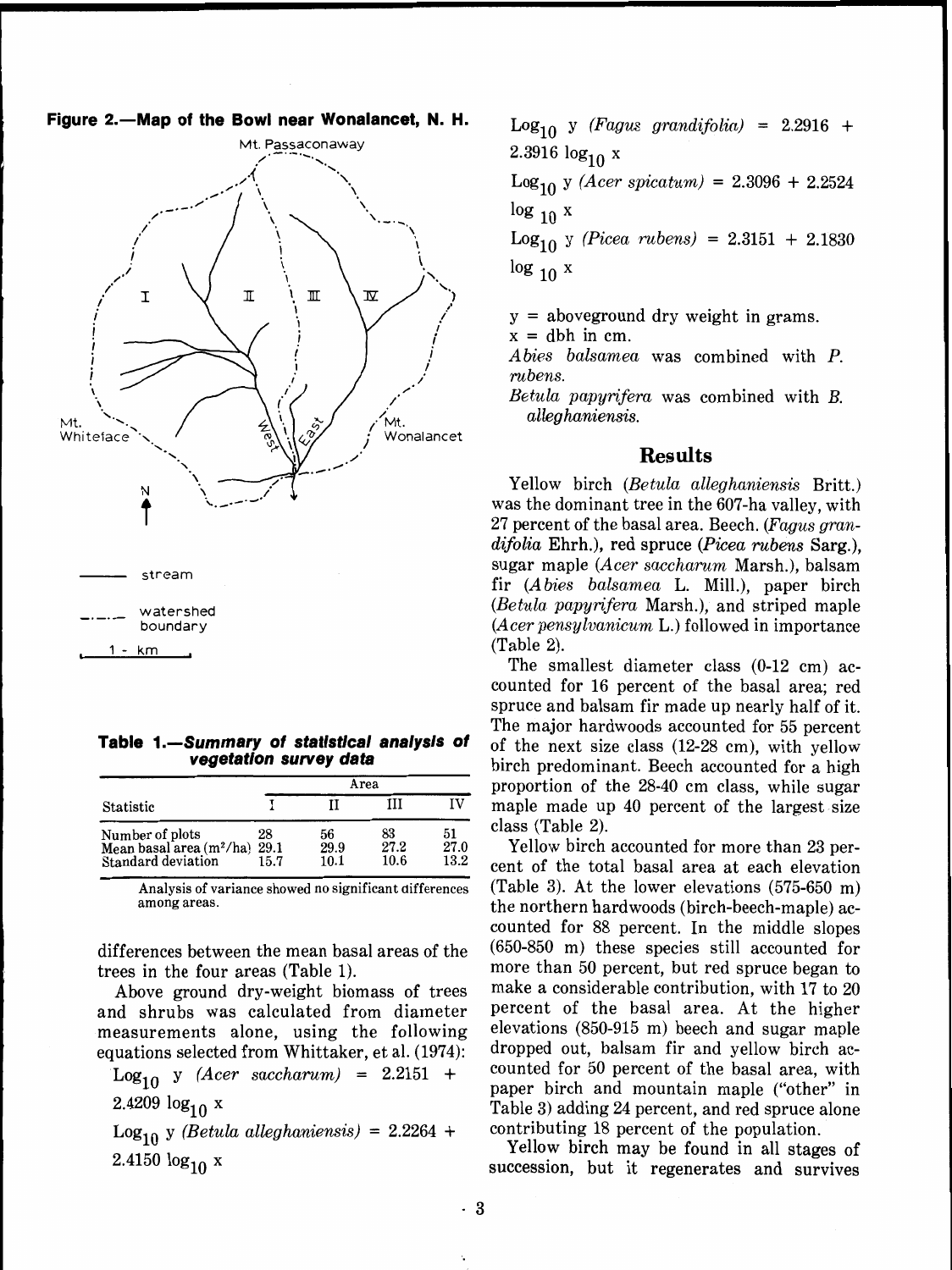**Figure 2.—Map of the Bowl near Wonalancet, N. H.**

**Table 1.—*Summary of statistical analysis of vegetation survey data***

| Statistic | Area I | Area II | Area III | Area IV |
|---|---|---|---|---|
| Number of plots | 28 | 56 | 83 | 51 |
| Mean basal area ($m^2$/ha) | 29.1 | 29.9 | 27.2 | 27.0 |
| Standard deviation | 15.7 | 10.1 | 10.6 | 13.2 |

Analysis of variance showed no significant differences among areas.

differences between the mean basal areas of the trees in the four areas (Table 1).

Above ground dry-weight biomass of trees and shrubs was calculated from diameter measurements alone, using the following equations selected from Whittaker, et al. (1974):

$\log_{10}$ y (*Acer saccharum*) = $2.2151 + 2.4209 \log_{10} x$

$\log_{10}$ y (*Betula alleghaniensis*) = $2.2264 + 2.4150 \log_{10} x$

$\log_{10}$ y (*Fagus grandifolia*) = $2.2916 + 2.3916 \log_{10} x$

$\log_{10}$ y (*Acer spicatum*) = $2.3096 + 2.2524 \log_{10} x$

$\log_{10}$ y (*Picea rubens*) = $2.3151 + 2.1830 \log_{10} x$

y = aboveground dry weight in grams.
x = dbh in cm.
*Abies balsamea* was combined with *P. rubens.*
*Betula papyrifera* was combined with *B. alleghaniensis.*

## Results

Yellow birch (*Betula alleghaniensis* Britt.) was the dominant tree in the 607-ha valley, with 27 percent of the basal area. Beech (*Fagus grandifolia* Ehrh.), red spruce (*Picea rubens* Sarg.), sugar maple (*Acer saccharum* Marsh.), balsam fir (*Abies balsamea* L. Mill.), paper birch (*Betula papyrifera* Marsh.), and striped maple (*Acer pensylvanicum* L.) followed in importance (Table 2).

The smallest diameter class (0-12 cm) accounted for 16 percent of the basal area; red spruce and balsam fir made up nearly half of it. The major hardwoods accounted for 55 percent of the next size class (12-28 cm), with yellow birch predominant. Beech accounted for a high proportion of the 28-40 cm class, while sugar maple made up 40 percent of the largest size class (Table 2).

Yellow birch accounted for more than 23 percent of the total basal area at each elevation (Table 3). At the lower elevations (575-650 m) the northern hardwoods (birch-beech-maple) accounted for 88 percent. In the middle slopes (650-850 m) these species still accounted for more than 50 percent, but red spruce began to make a considerable contribution, with 17 to 20 percent of the basal area. At the higher elevations (850-915 m) beech and sugar maple dropped out, balsam fir and yellow birch accounted for 50 percent of the basal area, with paper birch and mountain maple ("other" in Table 3) adding 24 percent, and red spruce alone contributing 18 percent of the population.

Yellow birch may be found in all stages of succession, but it regenerates and survives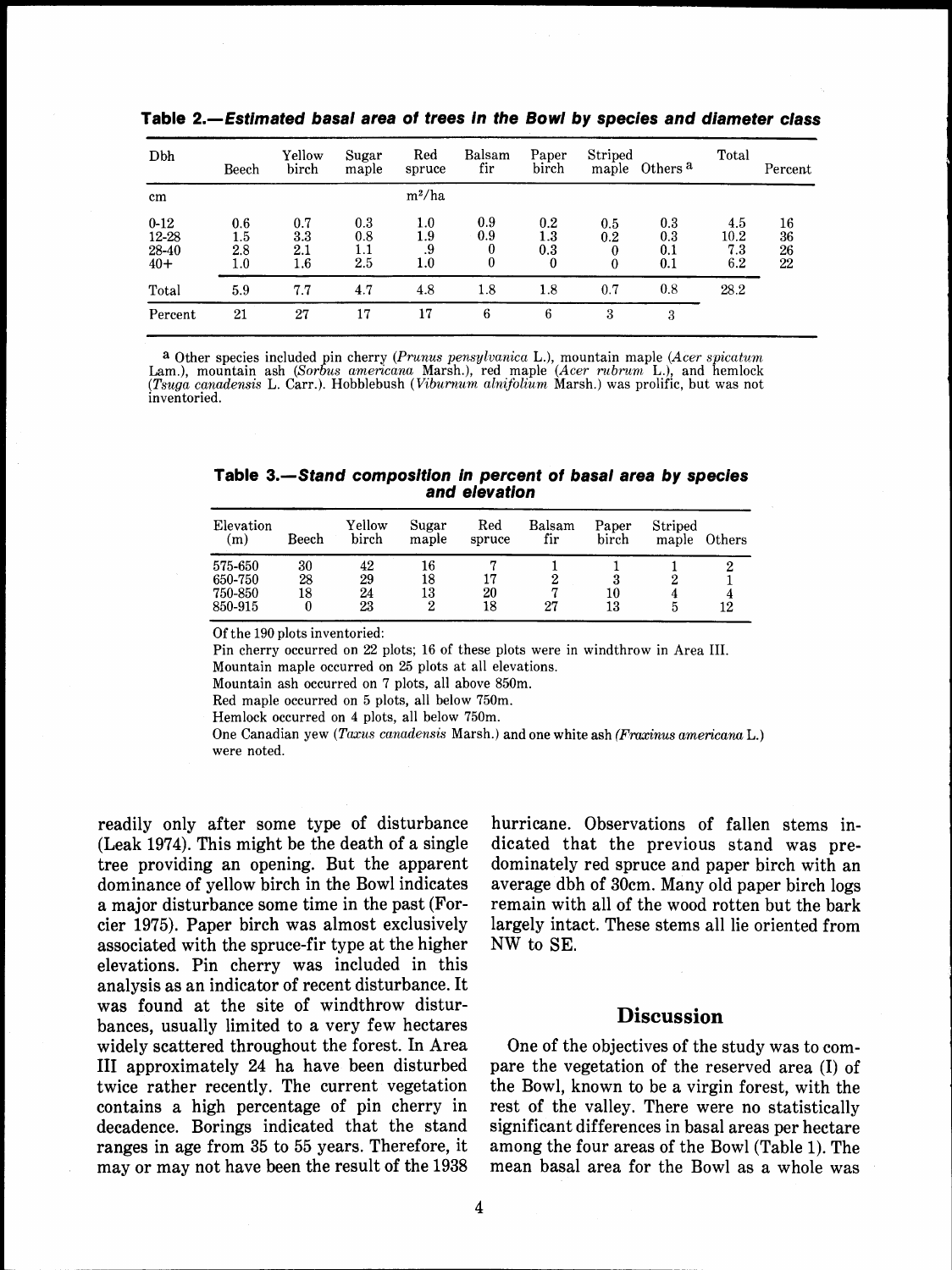**Table 2.—*Estimated basal area of trees in the Bowl by species and diameter class***

| Dbh | Beech | Yellow birch | Sugar maple | Red spruce | Balsam fir | Paper birch | Striped maple | Others [a] | Total | Percent |
|---|---|---|---|---|---|---|---|---|---|---|
| cm | | | | m²/ha | | | | | | |
| 0-12 | 0.6 | 0.7 | 0.3 | 1.0 | 0.9 | 0.2 | 0.5 | 0.3 | 4.5 | 16 |
| 12-28 | 1.5 | 3.3 | 0.8 | 1.9 | 0.9 | 1.3 | 0.2 | 0.3 | 10.2 | 36 |
| 28-40 | 2.8 | 2.1 | 1.1 | .9 | 0 | 0.3 | 0 | 0.1 | 7.3 | 26 |
| 40+ | 1.0 | 1.6 | 2.5 | 1.0 | 0 | 0 | 0 | 0.1 | 6.2 | 22 |
| Total | 5.9 | 7.7 | 4.7 | 4.8 | 1.8 | 1.8 | 0.7 | 0.8 | 28.2 | |
| Percent | 21 | 27 | 17 | 17 | 6 | 6 | 3 | 3 | | |

[a] Other species included pin cherry (*Prunus pensylvanica* L.), mountain maple (*Acer spicatum* Lam.), mountain ash (*Sorbus americana* Marsh.), red maple (*Acer rubrum* L.), and hemlock (*Tsuga canadensis* L. Carr.). Hobblebush (*Viburnum alnifolium* Marsh.) was prolific, but was not inventoried.

**Table 3.—*Stand composition in percent of basal area by species and elevation***

| Elevation (m) | Beech | Yellow birch | Sugar maple | Red spruce | Balsam fir | Paper birch | Striped maple | Others |
|---|---|---|---|---|---|---|---|---|
| 575-650 | 30 | 42 | 16 | 7 | 1 | 1 | 1 | 2 |
| 650-750 | 28 | 29 | 18 | 17 | 2 | 3 | 2 | 1 |
| 750-850 | 18 | 24 | 13 | 20 | 7 | 10 | 4 | 4 |
| 850-915 | 0 | 23 | 2 | 18 | 27 | 13 | 5 | 12 |

Of the 190 plots inventoried:

Pin cherry occurred on 22 plots; 16 of these plots were in windthrow in Area III.

Mountain maple occurred on 25 plots at all elevations.

Mountain ash occurred on 7 plots, all above 850m.

Red maple occurred on 5 plots, all below 750m.

Hemlock occurred on 4 plots, all below 750m.

One Canadian yew (*Taxus canadensis* Marsh.) and one white ash (*Fraxinus americana* L.) were noted.

readily only after some type of disturbance (Leak 1974). This might be the death of a single tree providing an opening. But the apparent dominance of yellow birch in the Bowl indicates a major disturbance some time in the past (Forcier 1975). Paper birch was almost exclusively associated with the spruce-fir type at the higher elevations. Pin cherry was included in this analysis as an indicator of recent disturbance. It was found at the site of windthrow disturbances, usually limited to a very few hectares widely scattered throughout the forest. In Area III approximately 24 ha have been disturbed twice rather recently. The current vegetation contains a high percentage of pin cherry in decadence. Borings indicated that the stand ranges in age from 35 to 55 years. Therefore, it may or may not have been the result of the 1938 hurricane. Observations of fallen stems indicated that the previous stand was predominately red spruce and paper birch with an average dbh of 30cm. Many old paper birch logs remain with all of the wood rotten but the bark largely intact. These stems all lie oriented from NW to SE.

## Discussion

One of the objectives of the study was to compare the vegetation of the reserved area (I) of the Bowl, known to be a virgin forest, with the rest of the valley. There were no statistically significant differences in basal areas per hectare among the four areas of the Bowl (Table 1). The mean basal area for the Bowl as a whole was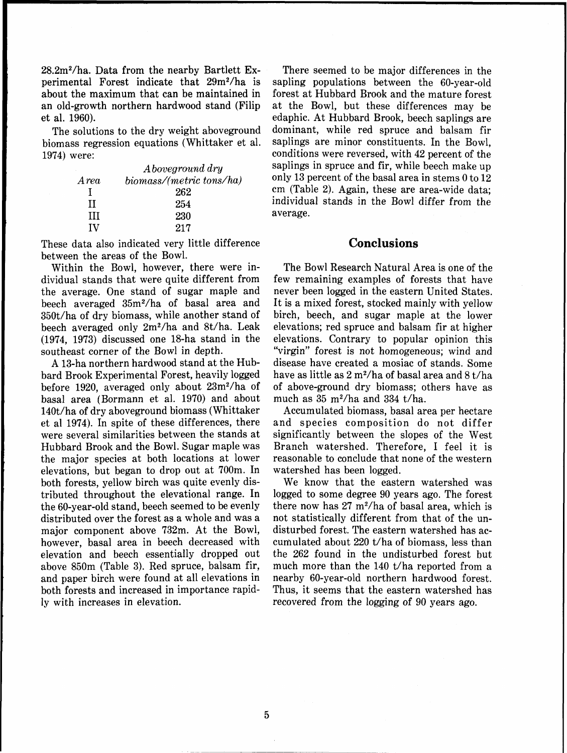$28.2m^2$/ha. Data from the nearby Bartlett Experimental Forest indicate that $29m^2$/ha is about the maximum that can be maintained in an old-growth northern hardwood stand (Filip et al. 1960).

The solutions to the dry weight aboveground biomass regression equations (Whittaker et al. 1974) were:

| *Area* | *Aboveground dry biomass/(metric tons/ha)* |
|---|---|
| I | 262 |
| II | 254 |
| III | 230 |
| IV | 217 |

These data also indicated very little difference between the areas of the Bowl.

Within the Bowl, however, there were individual stands that were quite different from the average. One stand of sugar maple and beech averaged $35m^2$/ha of basal area and 350t/ha of dry biomass, while another stand of beech averaged only $2m^2$/ha and 8t/ha. Leak (1974, 1973) discussed one 18-ha stand in the southeast corner of the Bowl in depth.

A 13-ha northern hardwood stand at the Hubbard Brook Experimental Forest, heavily logged before 1920, averaged only about $23m^2$/ha of basal area (Bormann et al. 1970) and about 140t/ha of dry aboveground biomass (Whittaker et al 1974). In spite of these differences, there were several similarities between the stands at Hubbard Brook and the Bowl. Sugar maple was the major species at both locations at lower elevations, but began to drop out at 700m. In both forests, yellow birch was quite evenly distributed throughout the elevational range. In the 60-year-old stand, beech seemed to be evenly distributed over the forest as a whole and was a major component above 732m. At the Bowl, however, basal area in beech decreased with elevation and beech essentially dropped out above 850m (Table 3). Red spruce, balsam fir, and paper birch were found at all elevations in both forests and increased in importance rapidly with increases in elevation.

There seemed to be major differences in the sapling populations between the 60-year-old forest at Hubbard Brook and the mature forest at the Bowl, but these differences may be edaphic. At Hubbard Brook, beech saplings are dominant, while red spruce and balsam fir saplings are minor constituents. In the Bowl, conditions were reversed, with 42 percent of the saplings in spruce and fir, while beech make up only 13 percent of the basal area in stems 0 to 12 cm (Table 2). Again, these are area-wide data; individual stands in the Bowl differ from the average.

## Conclusions

The Bowl Research Natural Area is one of the few remaining examples of forests that have never been logged in the eastern United States. It is a mixed forest, stocked mainly with yellow birch, beech, and sugar maple at the lower elevations; red spruce and balsam fir at higher elevations. Contrary to popular opinion this "virgin" forest is not homogeneous; wind and disease have created a mosiac of stands. Some have as little as 2 $m^2$/ha of basal area and 8 t/ha of above-ground dry biomass; others have as much as 35 $m^2$/ha and 334 t/ha.

Accumulated biomass, basal area per hectare and species composition do not differ significantly between the slopes of the West Branch watershed. Therefore, I feel it is reasonable to conclude that none of the western watershed has been logged.

We know that the eastern watershed was logged to some degree 90 years ago. The forest there now has 27 $m^2$/ha of basal area, which is not statistically different from that of the undisturbed forest. The eastern watershed has accumulated about 220 t/ha of biomass, less than the 262 found in the undisturbed forest but much more than the 140 t/ha reported from a nearby 60-year-old northern hardwood forest. Thus, it seems that the eastern watershed has recovered from the logging of 90 years ago.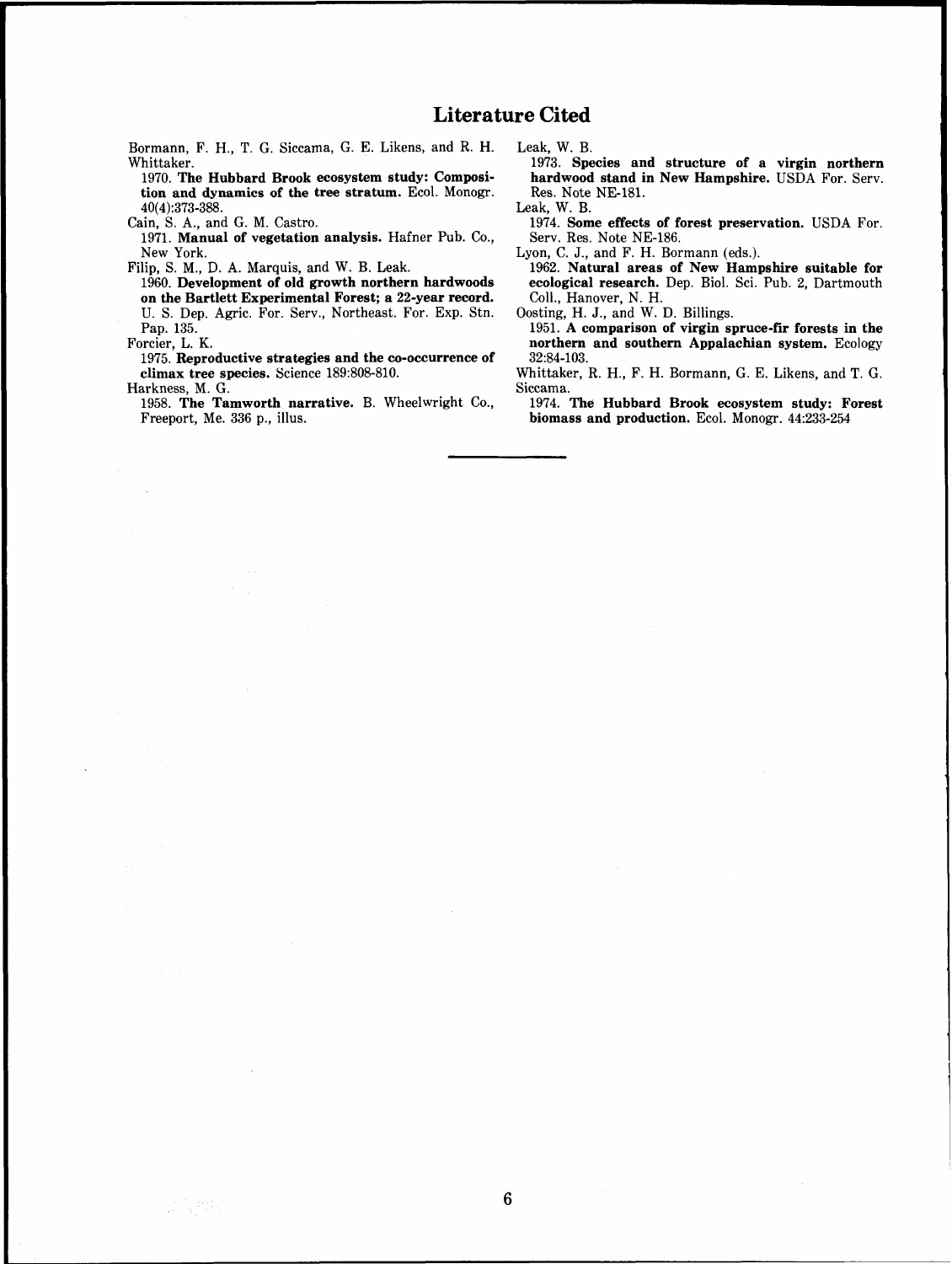## Literature Cited

Bormann, F. H., T. G. Siccama, G. E. Likens, and R. H. Whittaker.
1970. **The Hubbard Brook ecosystem study: Composition and dynamics of the tree stratum.** Ecol. Monogr. 40(4):373-388.

Cain, S. A., and G. M. Castro.
1971. **Manual of vegetation analysis.** Hafner Pub. Co., New York.

Filip, S. M., D. A. Marquis, and W. B. Leak.
1960. **Development of old growth northern hardwoods on the Bartlett Experimental Forest; a 22-year record.** U. S. Dep. Agric. For. Serv., Northeast. For. Exp. Stn. Pap. 135.

Forcier, L. K.
1975. **Reproductive strategies and the co-occurrence of climax tree species.** Science 189:808-810.

Harkness, M. G.
1958. **The Tamworth narrative.** B. Wheelwright Co., Freeport, Me. 336 p., illus.

Leak, W. B.
1973. **Species and structure of a virgin northern hardwood stand in New Hampshire.** USDA For. Serv. Res. Note NE-181.

Leak, W. B.
1974. **Some effects of forest preservation.** USDA For. Serv. Res. Note NE-186.

Lyon, C. J., and F. H. Bormann (eds.).
1962. **Natural areas of New Hampshire suitable for ecological research.** Dep. Biol. Sci. Pub. 2, Dartmouth Coll., Hanover, N. H.

Oosting, H. J., and W. D. Billings.
1951. **A comparison of virgin spruce-fir forests in the northern and southern Appalachian system.** Ecology 32:84-103.

Whittaker, R. H., F. H. Bormann, G. E. Likens, and T. G. Siccama.
1974. **The Hubbard Brook ecosystem study: Forest biomass and production.** Ecol. Monogr. 44:233-254